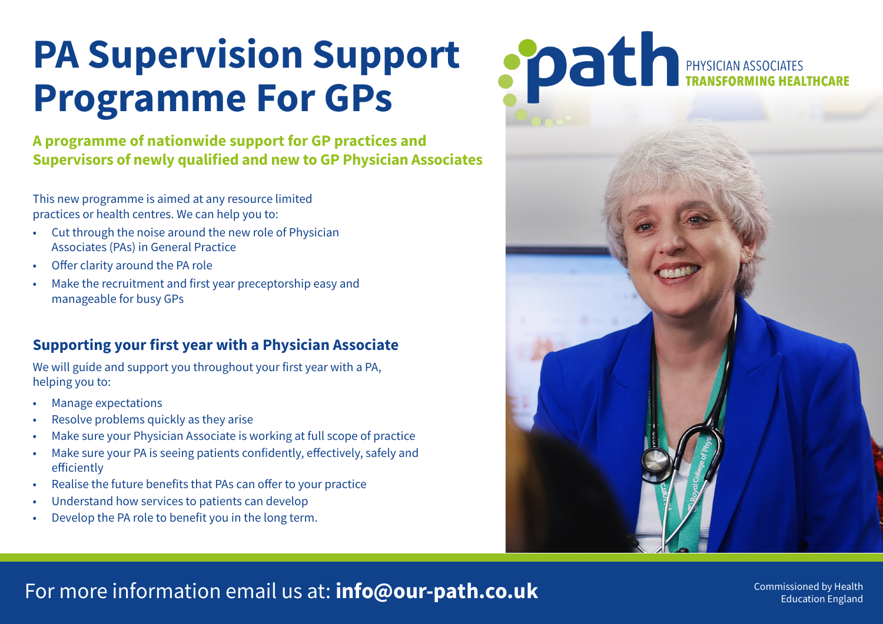# PA Supervision Support Programme For GPs

**A programme of nationwide support for GP practices and Supervisors of newly qualified and new to GP Physician Associates**

path PHYSICIAN ASSOCIATES **TRANSFORMING HEALTHCARE**

This new programme is aimed at any resource limited practices or health centres. We can help you to:

- Cut through the noise around the new role of Physician Associates (PAs) in General Practice
- Offer clarity around the PA role
- Make the recruitment and first year preceptorship easy and manageable for busy GPs

## Supporting your first year with a Physician Associate

We will guide and support you throughout your first year with a PA, helping you to:

- Manage expectations
- Resolve problems quickly as they arise
- Make sure your Physician Associate is working at full scope of practice
- Make sure your PA is seeing patients confidently, effectively, safely and efficiently
- Realise the future benefits that PAs can offer to your practice
- Understand how services to patients can develop
- Develop the PA role to benefit you in the long term.

For more information email us at: **info@our-path.co.uk**

Commissioned by Health Education England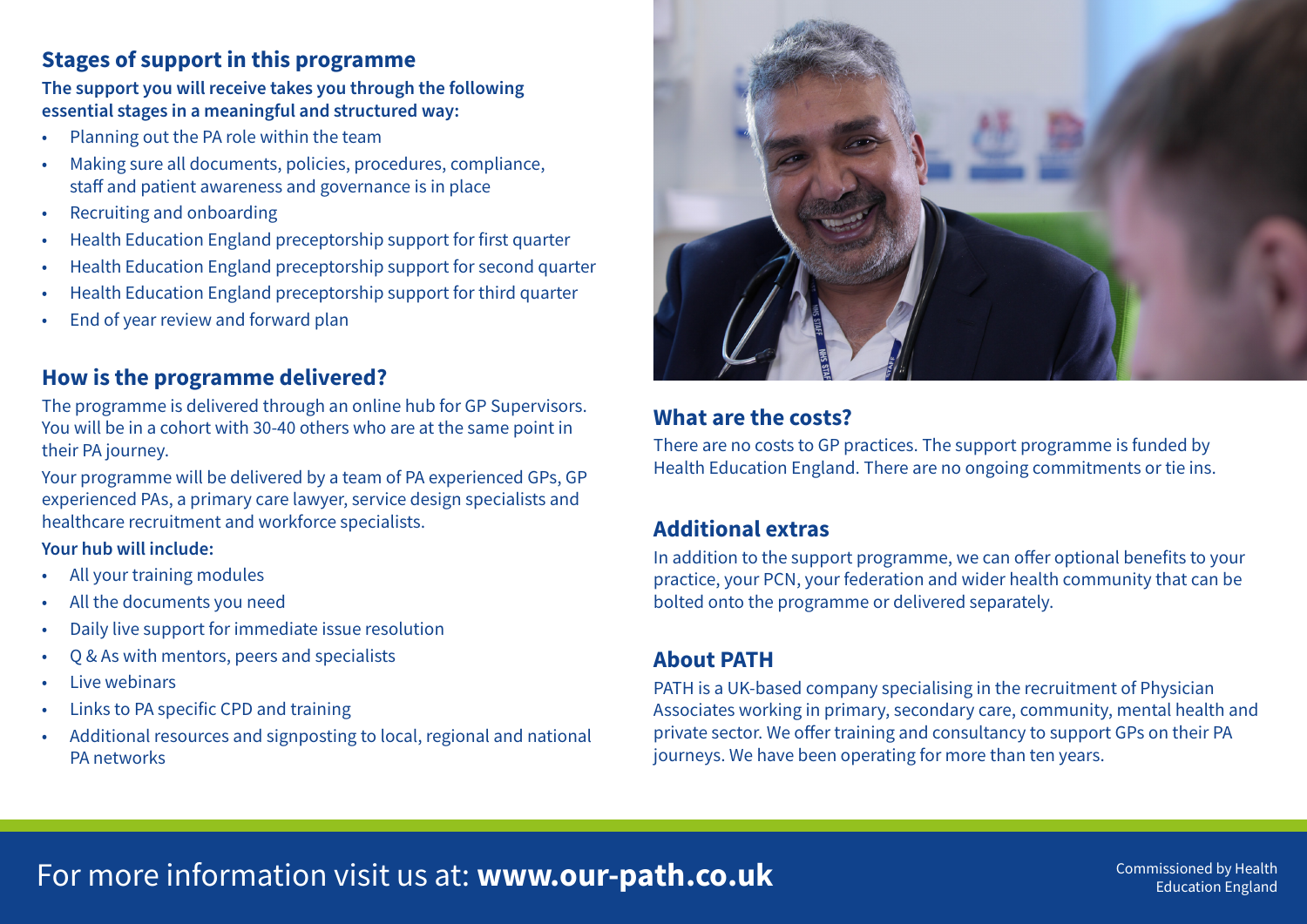## Stages of support in this programme

**The support you will receive takes you through the following essential stages in a meaningful and structured way:**

- Planning out the PA role within the team
- Making sure all documents, policies, procedures, compliance, staff and patient awareness and governance is in place
- Recruiting and onboarding
- Health Education England preceptorship support for first quarter
- Health Education England preceptorship support for second quarter
- Health Education England preceptorship support for third quarter
- End of year review and forward plan

## How is the programme delivered?

The programme is delivered through an online hub for GP Supervisors. You will be in a cohort with 30-40 others who are at the same point in their PA journey.

Your programme will be delivered by a team of PA experienced GPs, GP experienced PAs, a primary care lawyer, service design specialists and healthcare recruitment and workforce specialists.

**Your hub will include:**

- All your training modules
- All the documents you need
- Daily live support for immediate issue resolution
- Q & As with mentors, peers and specialists
- Live webinars
- Links to PA specific CPD and training
- Additional resources and signposting to local, regional and national PA networks

## What are the costs?

There are no costs to GP practices. The support programme is funded by Health Education England. There are no ongoing commitments or tie ins.

## Additional extras

In addition to the support programme, we can offer optional benefits to your practice, your PCN, your federation and wider health community that can be bolted onto the programme or delivered separately.

## About PATH

PATH is a UK-based company specialising in the recruitment of Physician Associates working in primary, secondary care, community, mental health and private sector. We offer training and consultancy to support GPs on their PA journeys. We have been operating for more than ten years.

For more information visit us at: **www.our-path.co.uk**

Commissioned by Health Education England